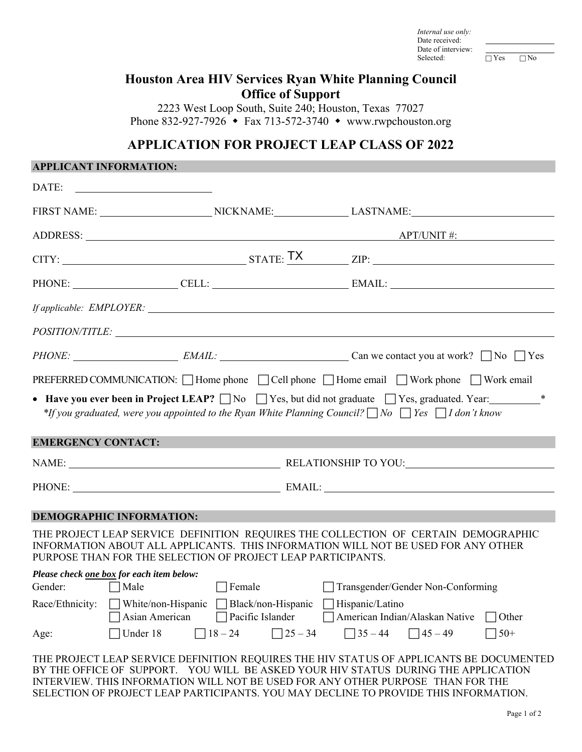*Internal use only:*
Date received: \_\_\_\_\_\_\_\_\_\_
Date of interview: \_\_\_\_\_\_\_\_\_\_
Selected: ☐ Yes ☐ No

# Houston Area HIV Services Ryan White Planning Council
## Office of Support

2223 West Loop South, Suite 240; Houston, Texas 77027
Phone 832-927-7926 ◆ Fax 713-572-3740 ◆ www.rwpchouston.org

## APPLICATION FOR PROJECT LEAP CLASS OF 2022

### APPLICANT INFORMATION:

DATE: \_\_\_\_\_\_\_\_\_\_

FIRST NAME: \_\_\_\_\_\_\_\_\_\_ NICKNAME: \_\_\_\_\_\_\_\_\_\_ LASTNAME: \_\_\_\_\_\_\_\_\_\_

ADDRESS: \_\_\_\_\_\_\_\_\_\_ APT/UNIT #: \_\_\_\_\_\_\_\_\_\_

CITY: \_\_\_\_\_\_\_\_\_\_ STATE: TX ZIP: \_\_\_\_\_\_\_\_\_\_

PHONE: \_\_\_\_\_\_\_\_\_\_ CELL: \_\_\_\_\_\_\_\_\_\_ EMAIL: \_\_\_\_\_\_\_\_\_\_

*If applicable: EMPLOYER:* \_\_\_\_\_\_\_\_\_\_

*POSITION/TITLE:* \_\_\_\_\_\_\_\_\_\_

*PHONE:* \_\_\_\_\_\_\_\_\_\_ *EMAIL:* \_\_\_\_\_\_\_\_\_\_ Can we contact you at work? ☐ No ☐ Yes

PREFERRED COMMUNICATION: ☐ Home phone ☐ Cell phone ☐ Home email ☐ Work phone ☐ Work email

- **Have you ever been in Project LEAP?** ☐ No ☐ Yes, but did not graduate ☐ Yes, graduated. Year: \_\_\_\_\_\_\_\_\_\_*

  **If you graduated, were you appointed to the Ryan White Planning Council?* ☐ *No* ☐ *Yes* ☐ *I don't know*

### EMERGENCY CONTACT:

NAME: \_\_\_\_\_\_\_\_\_\_ RELATIONSHIP TO YOU: \_\_\_\_\_\_\_\_\_\_

PHONE: \_\_\_\_\_\_\_\_\_\_ EMAIL: \_\_\_\_\_\_\_\_\_\_

### DEMOGRAPHIC INFORMATION:

THE PROJECT LEAP SERVICE DEFINITION REQUIRES THE COLLECTION OF CERTAIN DEMOGRAPHIC INFORMATION ABOUT ALL APPLICANTS. THIS INFORMATION WILL NOT BE USED FOR ANY OTHER PURPOSE THAN FOR THE SELECTION OF PROJECT LEAP PARTICIPANTS.

***Please check one box for each item below:***

Gender: ☐ Male ☐ Female ☐ Transgender/Gender Non-Conforming

Race/Ethnicity: ☐ White/non-Hispanic ☐ Black/non-Hispanic ☐ Hispanic/Latino ☐ Asian American ☐ Pacific Islander ☐ American Indian/Alaskan Native ☐ Other

Age: ☐ Under 18 ☐ 18 – 24 ☐ 25 – 34 ☐ 35 – 44 ☐ 45 – 49 ☐ 50+

THE PROJECT LEAP SERVICE DEFINITION REQUIRES THE HIV STATUS OF APPLICANTS BE DOCUMENTED BY THE OFFICE OF SUPPORT. YOU WILL BE ASKED YOUR HIV STATUS DURING THE APPLICATION INTERVIEW. THIS INFORMATION WILL NOT BE USED FOR ANY OTHER PURPOSE THAN FOR THE SELECTION OF PROJECT LEAP PARTICIPANTS. YOU MAY DECLINE TO PROVIDE THIS INFORMATION.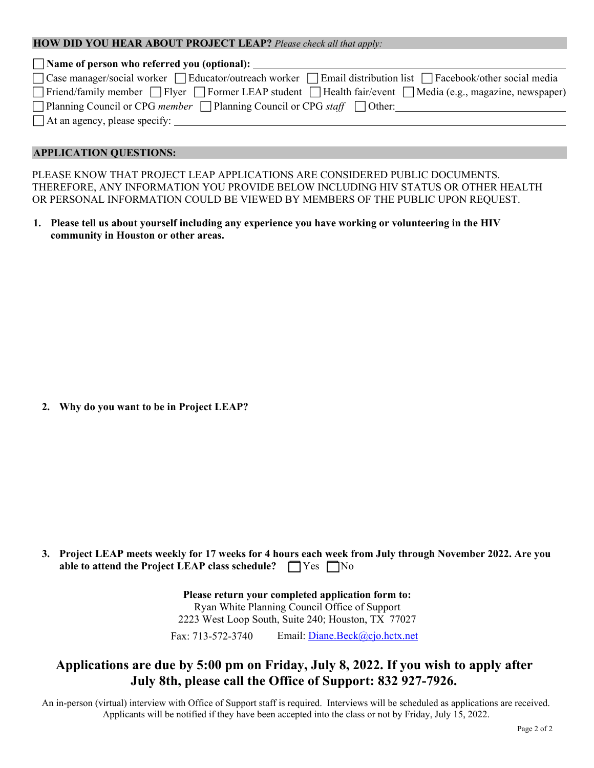## HOW DID YOU HEAR ABOUT PROJECT LEAP? *Please check all that apply:*

☐ **Name of person who referred you (optional):** ____________________

☐ Case manager/social worker ☐ Educator/outreach worker ☐ Email distribution list ☐ Facebook/other social media

☐ Friend/family member ☐ Flyer ☐ Former LEAP student ☐ Health fair/event ☐ Media (e.g., magazine, newspaper)

☐ Planning Council or CPG *member* ☐ Planning Council or CPG *staff* ☐ Other: ____________________

☐ At an agency, please specify: ____________________

## APPLICATION QUESTIONS:

PLEASE KNOW THAT PROJECT LEAP APPLICATIONS ARE CONSIDERED PUBLIC DOCUMENTS. THEREFORE, ANY INFORMATION YOU PROVIDE BELOW INCLUDING HIV STATUS OR OTHER HEALTH OR PERSONAL INFORMATION COULD BE VIEWED BY MEMBERS OF THE PUBLIC UPON REQUEST.

1. **Please tell us about yourself including any experience you have working or volunteering in the HIV community in Houston or other areas.**

2. **Why do you want to be in Project LEAP?**

3. **Project LEAP meets weekly for 17 weeks for 4 hours each week from July through November 2022. Are you able to attend the Project LEAP class schedule?** ☐ Yes ☐ No

**Please return your completed application form to:**
Ryan White Planning Council Office of Support
2223 West Loop South, Suite 240; Houston, TX 77027
Fax: 713-572-3740 Email: Diane.Beck@cjo.hctx.net

# Applications are due by 5:00 pm on Friday, July 8, 2022. If you wish to apply after July 8th, please call the Office of Support: 832 927-7926.

An in-person (virtual) interview with Office of Support staff is required. Interviews will be scheduled as applications are received. Applicants will be notified if they have been accepted into the class or not by Friday, July 15, 2022.